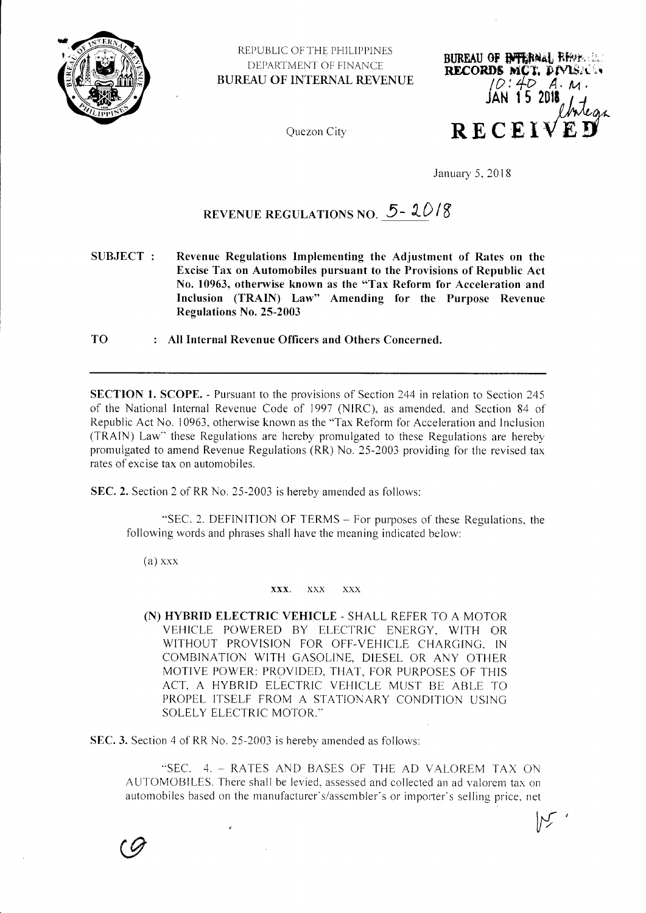REPUBLIC OF THE PHILIPPINES
DEPARTMENT OF FINANCE
**BUREAU OF INTERNAL REVENUE**

Quezon City

BUREAU OF INTERNAL REVENUE
RECORDS MGT. DIVISION
10:40 A.M.
JAN 15 2018
RECEIVED

January 5, 2018

# REVENUE REGULATIONS NO. 5-2018

**SUBJECT : Revenue Regulations Implementing the Adjustment of Rates on the Excise Tax on Automobiles pursuant to the Provisions of Republic Act No. 10963, otherwise known as the "Tax Reform for Acceleration and Inclusion (TRAIN) Law" Amending for the Purpose Revenue Regulations No. 25-2003**

**TO : All Internal Revenue Officers and Others Concerned.**

---

**SECTION 1. SCOPE.** - Pursuant to the provisions of Section 244 in relation to Section 245 of the National Internal Revenue Code of 1997 (NIRC), as amended, and Section 84 of Republic Act No. 10963, otherwise known as the "Tax Reform for Acceleration and Inclusion (TRAIN) Law" these Regulations are hereby promulgated to these Regulations are hereby promulgated to amend Revenue Regulations (RR) No. 25-2003 providing for the revised tax rates of excise tax on automobiles.

**SEC. 2.** Section 2 of RR No. 25-2003 is hereby amended as follows:

"SEC. 2. DEFINITION OF TERMS – For purposes of these Regulations, the following words and phrases shall have the meaning indicated below:

(a) xxx

**xxx.** xxx xxx

**(N) HYBRID ELECTRIC VEHICLE** - SHALL REFER TO A MOTOR VEHICLE POWERED BY ELECTRIC ENERGY, WITH OR WITHOUT PROVISION FOR OFF-VEHICLE CHARGING, IN COMBINATION WITH GASOLINE, DIESEL OR ANY OTHER MOTIVE POWER: PROVIDED, THAT, FOR PURPOSES OF THIS ACT, A HYBRID ELECTRIC VEHICLE MUST BE ABLE TO PROPEL ITSELF FROM A STATIONARY CONDITION USING SOLELY ELECTRIC MOTOR."

**SEC. 3.** Section 4 of RR No. 25-2003 is hereby amended as follows:

"SEC. 4. – RATES AND BASES OF THE AD VALOREM TAX ON AUTOMOBILES. There shall be levied, assessed and collected an ad valorem tax on automobiles based on the manufacturer's/assembler's or importer's selling price, net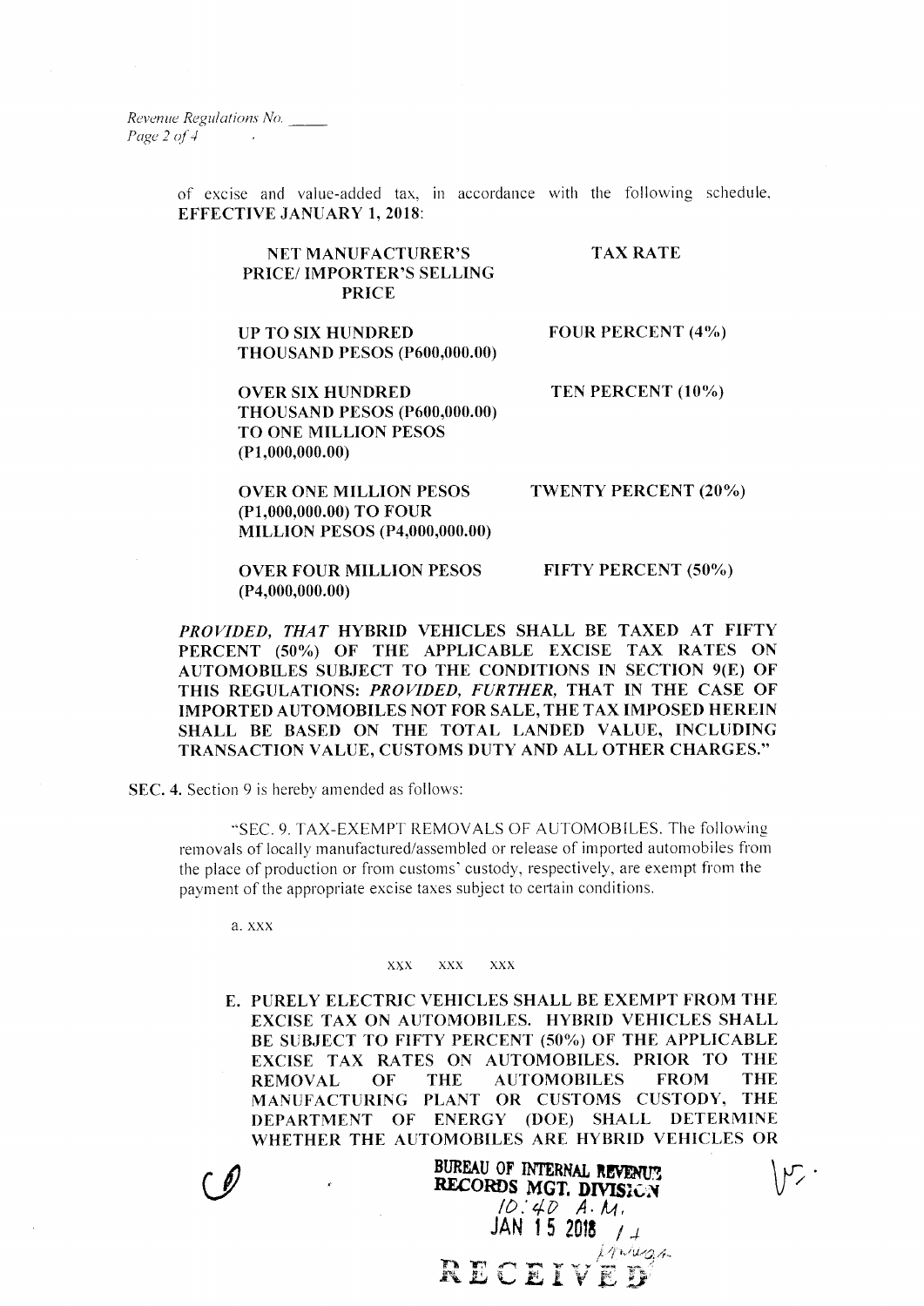of excise and value-added tax, in accordance with the following schedule, **EFFECTIVE JANUARY 1, 2018**:

| NET MANUFACTURER'S PRICE/ IMPORTER'S SELLING PRICE | TAX RATE |
|---|---|
| **UP TO SIX HUNDRED THOUSAND PESOS (P600,000.00)** | **FOUR PERCENT (4%)** |
| **OVER SIX HUNDRED THOUSAND PESOS (P600,000.00) TO ONE MILLION PESOS (P1,000,000.00)** | **TEN PERCENT (10%)** |
| **OVER ONE MILLION PESOS (P1,000,000.00) TO FOUR MILLION PESOS (P4,000,000.00)** | **TWENTY PERCENT (20%)** |
| **OVER FOUR MILLION PESOS (P4,000,000.00)** | **FIFTY PERCENT (50%)** |

***PROVIDED, THAT*** **HYBRID VEHICLES SHALL BE TAXED AT FIFTY PERCENT (50%) OF THE APPLICABLE EXCISE TAX RATES ON AUTOMOBILES SUBJECT TO THE CONDITIONS IN SECTION 9(E) OF THIS REGULATIONS:** ***PROVIDED, FURTHER,*** **THAT IN THE CASE OF IMPORTED AUTOMOBILES NOT FOR SALE, THE TAX IMPOSED HEREIN SHALL BE BASED ON THE TOTAL LANDED VALUE, INCLUDING TRANSACTION VALUE, CUSTOMS DUTY AND ALL OTHER CHARGES."**

**SEC. 4.** Section 9 is hereby amended as follows:

"SEC. 9. TAX-EXEMPT REMOVALS OF AUTOMOBILES. The following removals of locally manufactured/assembled or release of imported automobiles from the place of production or from customs' custody, respectively, are exempt from the payment of the appropriate excise taxes subject to certain conditions.

a. xxx

xxx xxx xxx

**E. PURELY ELECTRIC VEHICLES SHALL BE EXEMPT FROM THE EXCISE TAX ON AUTOMOBILES. HYBRID VEHICLES SHALL BE SUBJECT TO FIFTY PERCENT (50%) OF THE APPLICABLE EXCISE TAX RATES ON AUTOMOBILES. PRIOR TO THE REMOVAL OF THE AUTOMOBILES FROM THE MANUFACTURING PLANT OR CUSTOMS CUSTODY, THE DEPARTMENT OF ENERGY (DOE) SHALL DETERMINE WHETHER THE AUTOMOBILES ARE HYBRID VEHICLES OR**

BUREAU OF INTERNAL REVENUE
RECORDS MGT. DIVISION
10:40 A.M.
JAN 15 2018
RECEIVED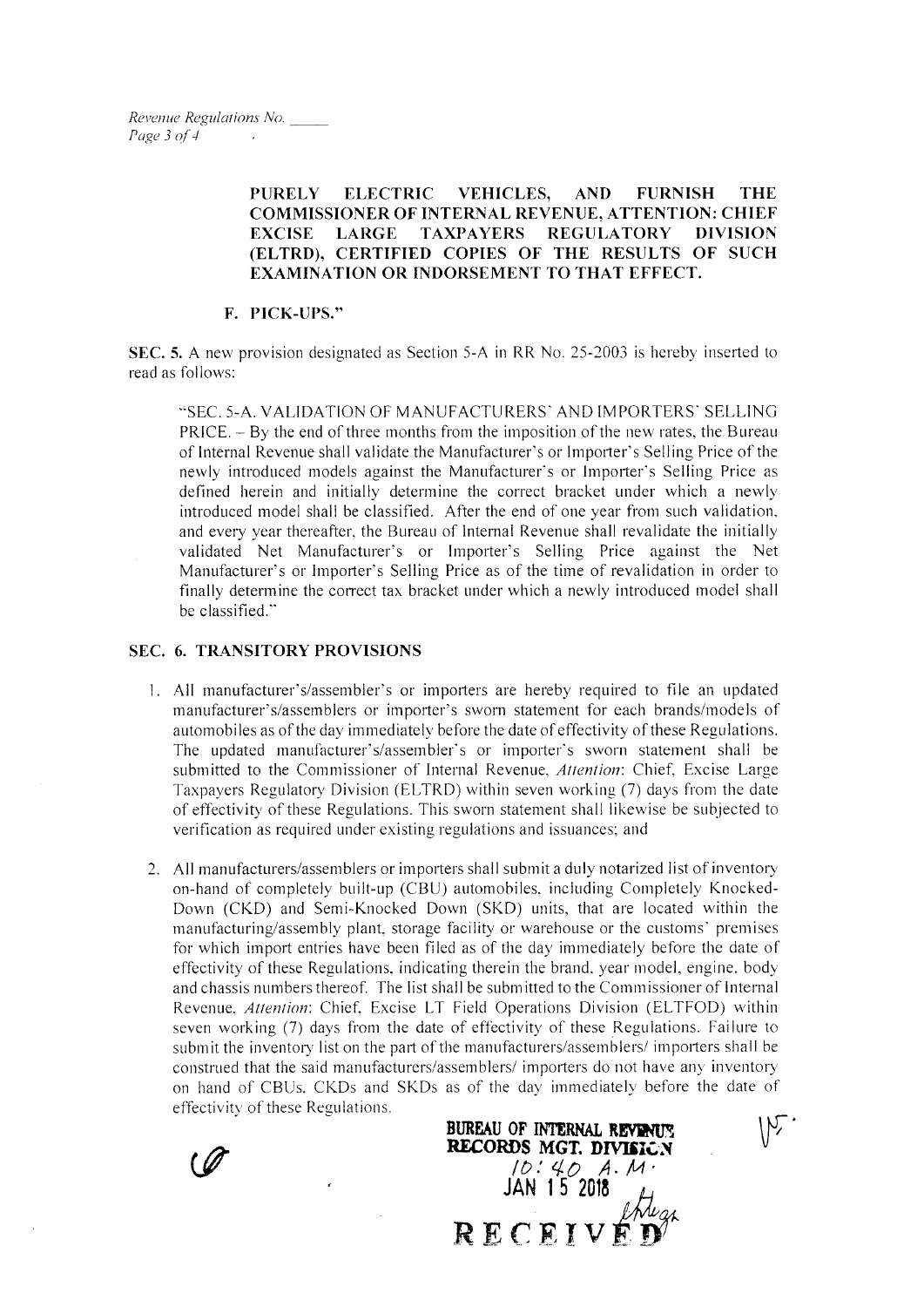**PURELY ELECTRIC VEHICLES, AND FURNISH THE COMMISSIONER OF INTERNAL REVENUE, ATTENTION: CHIEF EXCISE LARGE TAXPAYERS REGULATORY DIVISION (ELTRD), CERTIFIED COPIES OF THE RESULTS OF SUCH EXAMINATION OR INDORSEMENT TO THAT EFFECT.**

**F. PICK-UPS."**

**SEC. 5.** A new provision designated as Section 5-A in RR No. 25-2003 is hereby inserted to read as follows:

"SEC. 5-A. VALIDATION OF MANUFACTURERS' AND IMPORTERS' SELLING PRICE. – By the end of three months from the imposition of the new rates, the Bureau of Internal Revenue shall validate the Manufacturer's or Importer's Selling Price of the newly introduced models against the Manufacturer's or Importer's Selling Price as defined herein and initially determine the correct bracket under which a newly introduced model shall be classified. After the end of one year from such validation, and every year thereafter, the Bureau of Internal Revenue shall revalidate the initially validated Net Manufacturer's or Importer's Selling Price against the Net Manufacturer's or Importer's Selling Price as of the time of revalidation in order to finally determine the correct tax bracket under which a newly introduced model shall be classified."

**SEC. 6. TRANSITORY PROVISIONS**

1. All manufacturer's/assembler's or importers are hereby required to file an updated manufacturer's/assemblers or importer's sworn statement for each brands/models of automobiles as of the day immediately before the date of effectivity of these Regulations. The updated manufacturer's/assembler's or importer's sworn statement shall be submitted to the Commissioner of Internal Revenue, *Attention*: Chief, Excise Large Taxpayers Regulatory Division (ELTRD) within seven working (7) days from the date of effectivity of these Regulations. This sworn statement shall likewise be subjected to verification as required under existing regulations and issuances; and

2. All manufacturers/assemblers or importers shall submit a duly notarized list of inventory on-hand of completely built-up (CBU) automobiles, including Completely Knocked-Down (CKD) and Semi-Knocked Down (SKD) units, that are located within the manufacturing/assembly plant, storage facility or warehouse or the customs' premises for which import entries have been filed as of the day immediately before the date of effectivity of these Regulations, indicating therein the brand, year model, engine, body and chassis numbers thereof. The list shall be submitted to the Commissioner of Internal Revenue, *Attention*: Chief, Excise LT Field Operations Division (ELTFOD) within seven working (7) days from the date of effectivity of these Regulations. Failure to submit the inventory list on the part of the manufacturers/assemblers/ importers shall be construed that the said manufacturers/assemblers/ importers do not have any inventory on hand of CBUs, CKDs and SKDs as of the day immediately before the date of effectivity of these Regulations.

BUREAU OF INTERNAL REVENUE
RECORDS MGT. DIVISION
10:40 A.M.
JAN 15 2018
RECEIVED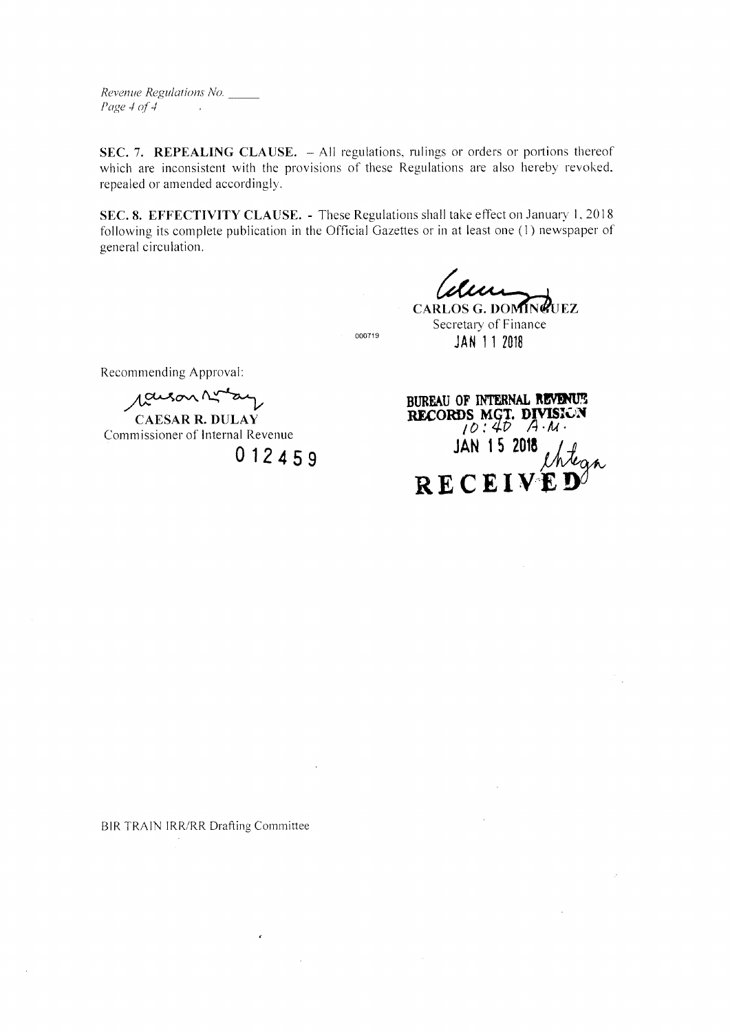**SEC. 7. REPEALING CLAUSE.** – All regulations, rulings or orders or portions thereof which are inconsistent with the provisions of these Regulations are also hereby revoked, repealed or amended accordingly.

**SEC. 8. EFFECTIVITY CLAUSE.** - These Regulations shall take effect on January 1, 2018 following its complete publication in the Official Gazettes or in at least one (1) newspaper of general circulation.

CARLOS G. DOMINGUEZ
Secretary of Finance
000719
JAN 11 2018

Recommending Approval:

CAESAR R. DULAY
Commissioner of Internal Revenue
012459

BUREAU OF INTERNAL REVENUE
RECORDS MGT. DIVISION
10:40 A.M.
JAN 15 2018
RECEIVED

BIR TRAIN IRR/RR Drafting Committee